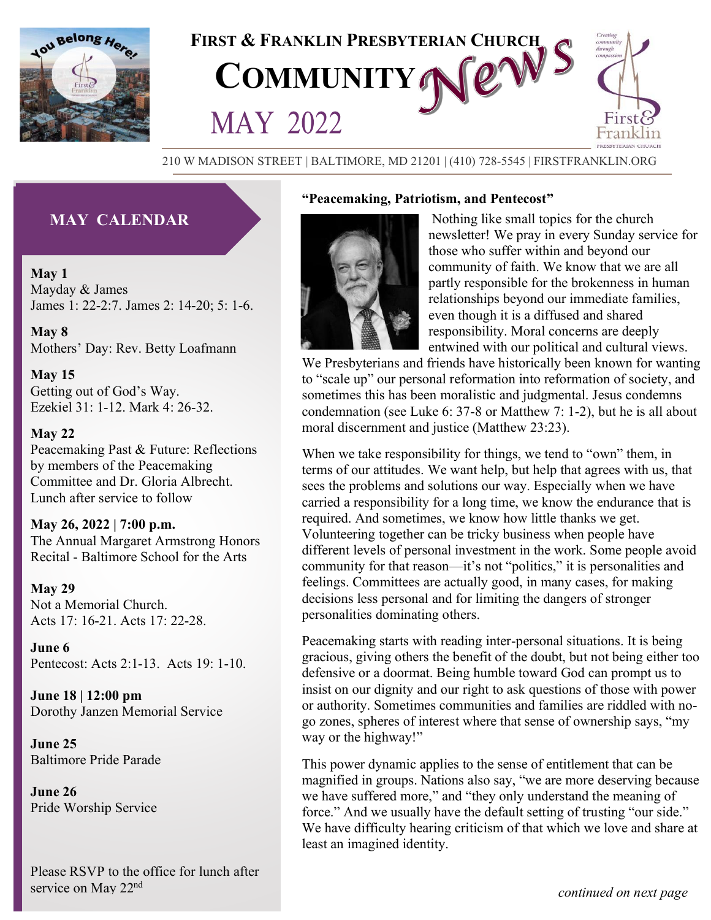# FIRST & FRANKLIN PRESBYTERIAN CHURCH

# COMMUNITY News

## MAY 2022

210 W MADISON STREET | BALTIMORE, MD 21201 | (410) 728-5545 | FIRSTFRANKLIN.ORG

## MAY CALENDAR

**May 1**
Mayday & James
James 1: 22-2:7. James 2: 14-20; 5: 1-6.

**May 8**
Mothers' Day: Rev. Betty Loafmann

**May 15**
Getting out of God's Way.
Ezekiel 31: 1-12. Mark 4: 26-32.

**May 22**
Peacemaking Past & Future: Reflections by members of the Peacemaking Committee and Dr. Gloria Albrecht. Lunch after service to follow

**May 26, 2022 | 7:00 p.m.**
The Annual Margaret Armstrong Honors Recital - Baltimore School for the Arts

**May 29**
Not a Memorial Church.
Acts 17: 16-21. Acts 17: 22-28.

**June 6**
Pentecost: Acts 2:1-13. Acts 19: 1-10.

**June 18 | 12:00 pm**
Dorothy Janzen Memorial Service

**June 25**
Baltimore Pride Parade

**June 26**
Pride Worship Service

Please RSVP to the office for lunch after service on May 22nd

### "Peacemaking, Patriotism, and Pentecost"

Nothing like small topics for the church newsletter! We pray in every Sunday service for those who suffer within and beyond our community of faith. We know that we are all partly responsible for the brokenness in human relationships beyond our immediate families, even though it is a diffused and shared responsibility. Moral concerns are deeply entwined with our political and cultural views. We Presbyterians and friends have historically been known for wanting to "scale up" our personal reformation into reformation of society, and sometimes this has been moralistic and judgmental. Jesus condemns condemnation (see Luke 6: 37-8 or Matthew 7: 1-2), but he is all about moral discernment and justice (Matthew 23:23).

When we take responsibility for things, we tend to "own" them, in terms of our attitudes. We want help, but help that agrees with us, that sees the problems and solutions our way. Especially when we have carried a responsibility for a long time, we know the endurance that is required. And sometimes, we know how little thanks we get. Volunteering together can be tricky business when people have different levels of personal investment in the work. Some people avoid community for that reason—it's not "politics," it is personalities and feelings. Committees are actually good, in many cases, for making decisions less personal and for limiting the dangers of stronger personalities dominating others.

Peacemaking starts with reading inter-personal situations. It is being gracious, giving others the benefit of the doubt, but not being either too defensive or a doormat. Being humble toward God can prompt us to insist on our dignity and our right to ask questions of those with power or authority. Sometimes communities and families are riddled with no-go zones, spheres of interest where that sense of ownership says, "my way or the highway!"

This power dynamic applies to the sense of entitlement that can be magnified in groups. Nations also say, "we are more deserving because we have suffered more," and "they only understand the meaning of force." And we usually have the default setting of trusting "our side." We have difficulty hearing criticism of that which we love and share at least an imagined identity.

*continued on next page*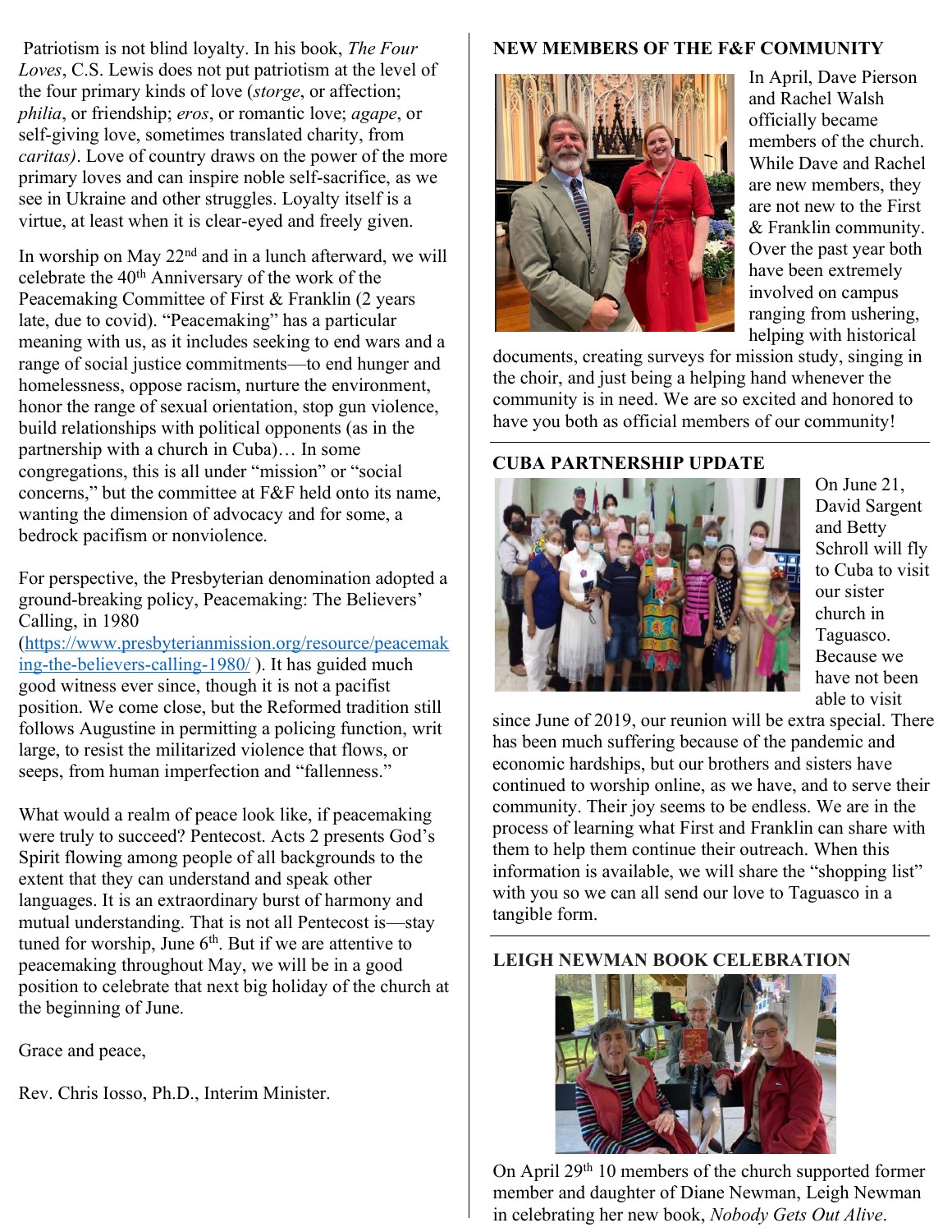Patriotism is not blind loyalty. In his book, *The Four Loves*, C.S. Lewis does not put patriotism at the level of the four primary kinds of love (*storge*, or affection; *philia*, or friendship; *eros*, or romantic love; *agape*, or self-giving love, sometimes translated charity, from *caritas)*. Love of country draws on the power of the more primary loves and can inspire noble self-sacrifice, as we see in Ukraine and other struggles. Loyalty itself is a virtue, at least when it is clear-eyed and freely given.

In worship on May 22nd and in a lunch afterward, we will celebrate the 40th Anniversary of the work of the Peacemaking Committee of First & Franklin (2 years late, due to covid). "Peacemaking" has a particular meaning with us, as it includes seeking to end wars and a range of social justice commitments—to end hunger and homelessness, oppose racism, nurture the environment, honor the range of sexual orientation, stop gun violence, build relationships with political opponents (as in the partnership with a church in Cuba)… In some congregations, this is all under "mission" or "social concerns," but the committee at F&F held onto its name, wanting the dimension of advocacy and for some, a bedrock pacifism or nonviolence.

For perspective, the Presbyterian denomination adopted a ground-breaking policy, Peacemaking: The Believers' Calling, in 1980 (https://www.presbyterianmission.org/resource/peacemaking-the-believers-calling-1980/ ). It has guided much good witness ever since, though it is not a pacifist position. We come close, but the Reformed tradition still follows Augustine in permitting a policing function, writ large, to resist the militarized violence that flows, or seeps, from human imperfection and "fallenness."

What would a realm of peace look like, if peacemaking were truly to succeed? Pentecost. Acts 2 presents God's Spirit flowing among people of all backgrounds to the extent that they can understand and speak other languages. It is an extraordinary burst of harmony and mutual understanding. That is not all Pentecost is—stay tuned for worship, June 6th. But if we are attentive to peacemaking throughout May, we will be in a good position to celebrate that next big holiday of the church at the beginning of June.

Grace and peace,

Rev. Chris Iosso, Ph.D., Interim Minister.

### NEW MEMBERS OF THE F&F COMMUNITY

In April, Dave Pierson and Rachel Walsh officially became members of the church. While Dave and Rachel are new members, they are not new to the First & Franklin community. Over the past year both have been extremely involved on campus ranging from ushering, helping with historical documents, creating surveys for mission study, singing in the choir, and just being a helping hand whenever the community is in need. We are so excited and honored to have you both as official members of our community!

### CUBA PARTNERSHIP UPDATE

On June 21, David Sargent and Betty Schroll will fly to Cuba to visit our sister church in Taguasco. Because we have not been able to visit since June of 2019, our reunion will be extra special. There has been much suffering because of the pandemic and economic hardships, but our brothers and sisters have continued to worship online, as we have, and to serve their community. Their joy seems to be endless. We are in the process of learning what First and Franklin can share with them to help them continue their outreach. When this information is available, we will share the "shopping list" with you so we can all send our love to Taguasco in a tangible form.

### LEIGH NEWMAN BOOK CELEBRATION

On April 29th 10 members of the church supported former member and daughter of Diane Newman, Leigh Newman in celebrating her new book, *Nobody Gets Out Alive*.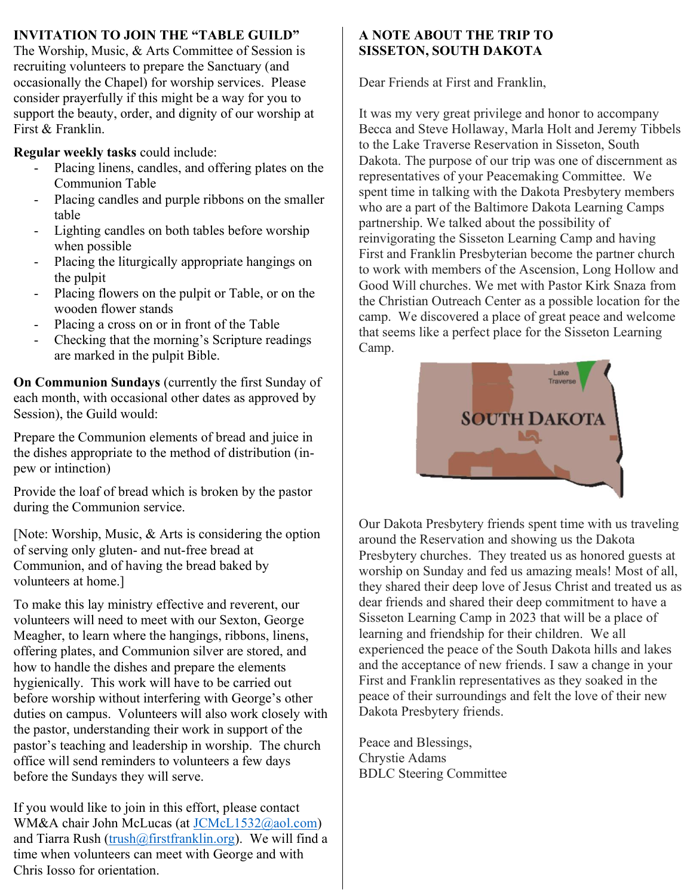## INVITATION TO JOIN THE "TABLE GUILD"

The Worship, Music, & Arts Committee of Session is recruiting volunteers to prepare the Sanctuary (and occasionally the Chapel) for worship services. Please consider prayerfully if this might be a way for you to support the beauty, order, and dignity of our worship at First & Franklin.

**Regular weekly tasks** could include:

- Placing linens, candles, and offering plates on the Communion Table
- Placing candles and purple ribbons on the smaller table
- Lighting candles on both tables before worship when possible
- Placing the liturgically appropriate hangings on the pulpit
- Placing flowers on the pulpit or Table, or on the wooden flower stands
- Placing a cross on or in front of the Table
- Checking that the morning's Scripture readings are marked in the pulpit Bible.

**On Communion Sundays** (currently the first Sunday of each month, with occasional other dates as approved by Session), the Guild would:

Prepare the Communion elements of bread and juice in the dishes appropriate to the method of distribution (in-pew or intinction)

Provide the loaf of bread which is broken by the pastor during the Communion service.

[Note: Worship, Music, & Arts is considering the option of serving only gluten- and nut-free bread at Communion, and of having the bread baked by volunteers at home.]

To make this lay ministry effective and reverent, our volunteers will need to meet with our Sexton, George Meagher, to learn where the hangings, ribbons, linens, offering plates, and Communion silver are stored, and how to handle the dishes and prepare the elements hygienically. This work will have to be carried out before worship without interfering with George's other duties on campus. Volunteers will also work closely with the pastor, understanding their work in support of the pastor's teaching and leadership in worship. The church office will send reminders to volunteers a few days before the Sundays they will serve.

If you would like to join in this effort, please contact WM&A chair John McLucas (at JCMcL1532@aol.com) and Tiarra Rush (trush@firstfranklin.org). We will find a time when volunteers can meet with George and with Chris Iosso for orientation.

## A NOTE ABOUT THE TRIP TO SISSETON, SOUTH DAKOTA

Dear Friends at First and Franklin,

It was my very great privilege and honor to accompany Becca and Steve Hollaway, Marla Holt and Jeremy Tibbels to the Lake Traverse Reservation in Sisseton, South Dakota. The purpose of our trip was one of discernment as representatives of your Peacemaking Committee. We spent time in talking with the Dakota Presbytery members who are a part of the Baltimore Dakota Learning Camps partnership. We talked about the possibility of reinvigorating the Sisseton Learning Camp and having First and Franklin Presbyterian become the partner church to work with members of the Ascension, Long Hollow and Good Will churches. We met with Pastor Kirk Snaza from the Christian Outreach Center as a possible location for the camp. We discovered a place of great peace and welcome that seems like a perfect place for the Sisseton Learning Camp.

Our Dakota Presbytery friends spent time with us traveling around the Reservation and showing us the Dakota Presbytery churches. They treated us as honored guests at worship on Sunday and fed us amazing meals! Most of all, they shared their deep love of Jesus Christ and treated us as dear friends and shared their deep commitment to have a Sisseton Learning Camp in 2023 that will be a place of learning and friendship for their children. We all experienced the peace of the South Dakota hills and lakes and the acceptance of new friends. I saw a change in your First and Franklin representatives as they soaked in the peace of their surroundings and felt the love of their new Dakota Presbytery friends.

Peace and Blessings,
Chrystie Adams
BDLC Steering Committee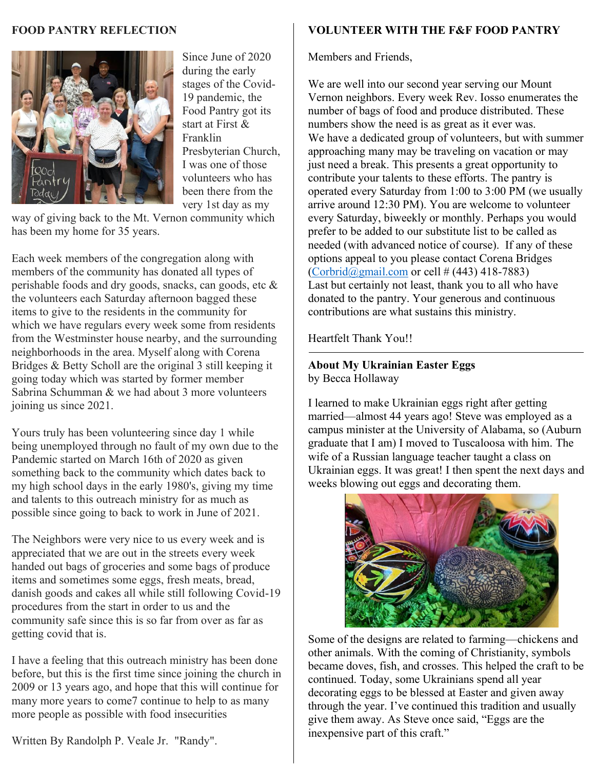## FOOD PANTRY REFLECTION

Since June of 2020 during the early stages of the Covid-19 pandemic, the Food Pantry got its start at First & Franklin Presbyterian Church, I was one of those volunteers who has been there from the very 1st day as my way of giving back to the Mt. Vernon community which has been my home for 35 years.

Each week members of the congregation along with members of the community has donated all types of perishable foods and dry goods, snacks, can goods, etc & the volunteers each Saturday afternoon bagged these items to give to the residents in the community for which we have regulars every week some from residents from the Westminster house nearby, and the surrounding neighborhoods in the area. Myself along with Corena Bridges & Betty Scholl are the original 3 still keeping it going today which was started by former member Sabrina Schumman & we had about 3 more volunteers joining us since 2021.

Yours truly has been volunteering since day 1 while being unemployed through no fault of my own due to the Pandemic started on March 16th of 2020 as given something back to the community which dates back to my high school days in the early 1980's, giving my time and talents to this outreach ministry for as much as possible since going to back to work in June of 2021.

The Neighbors were very nice to us every week and is appreciated that we are out in the streets every week handed out bags of groceries and some bags of produce items and sometimes some eggs, fresh meats, bread, danish goods and cakes all while still following Covid-19 procedures from the start in order to us and the community safe since this is so far from over as far as getting covid that is.

I have a feeling that this outreach ministry has been done before, but this is the first time since joining the church in 2009 or 13 years ago, and hope that this will continue for many more years to come7 continue to help to as many more people as possible with food insecurities

Written By Randolph P. Veale Jr. "Randy".

## VOLUNTEER WITH THE F&F FOOD PANTRY

Members and Friends,

We are well into our second year serving our Mount Vernon neighbors. Every week Rev. Iosso enumerates the number of bags of food and produce distributed. These numbers show the need is as great as it ever was.
We have a dedicated group of volunteers, but with summer approaching many may be traveling on vacation or may just need a break. This presents a great opportunity to contribute your talents to these efforts. The pantry is operated every Saturday from 1:00 to 3:00 PM (we usually arrive around 12:30 PM). You are welcome to volunteer every Saturday, biweekly or monthly. Perhaps you would prefer to be added to our substitute list to be called as needed (with advanced notice of course). If any of these options appeal to you please contact Corena Bridges (Corbrid@gmail.com or cell # (443) 418-7883)
Last but certainly not least, thank you to all who have donated to the pantry. Your generous and continuous contributions are what sustains this ministry.

Heartfelt Thank You!!

---

**About My Ukrainian Easter Eggs**
by Becca Hollaway

I learned to make Ukrainian eggs right after getting married—almost 44 years ago! Steve was employed as a campus minister at the University of Alabama, so (Auburn graduate that I am) I moved to Tuscaloosa with him. The wife of a Russian language teacher taught a class on Ukrainian eggs. It was great! I then spent the next days and weeks blowing out eggs and decorating them.

Some of the designs are related to farming—chickens and other animals. With the coming of Christianity, symbols became doves, fish, and crosses. This helped the craft to be continued. Today, some Ukrainians spend all year decorating eggs to be blessed at Easter and given away through the year. I've continued this tradition and usually give them away. As Steve once said, "Eggs are the inexpensive part of this craft."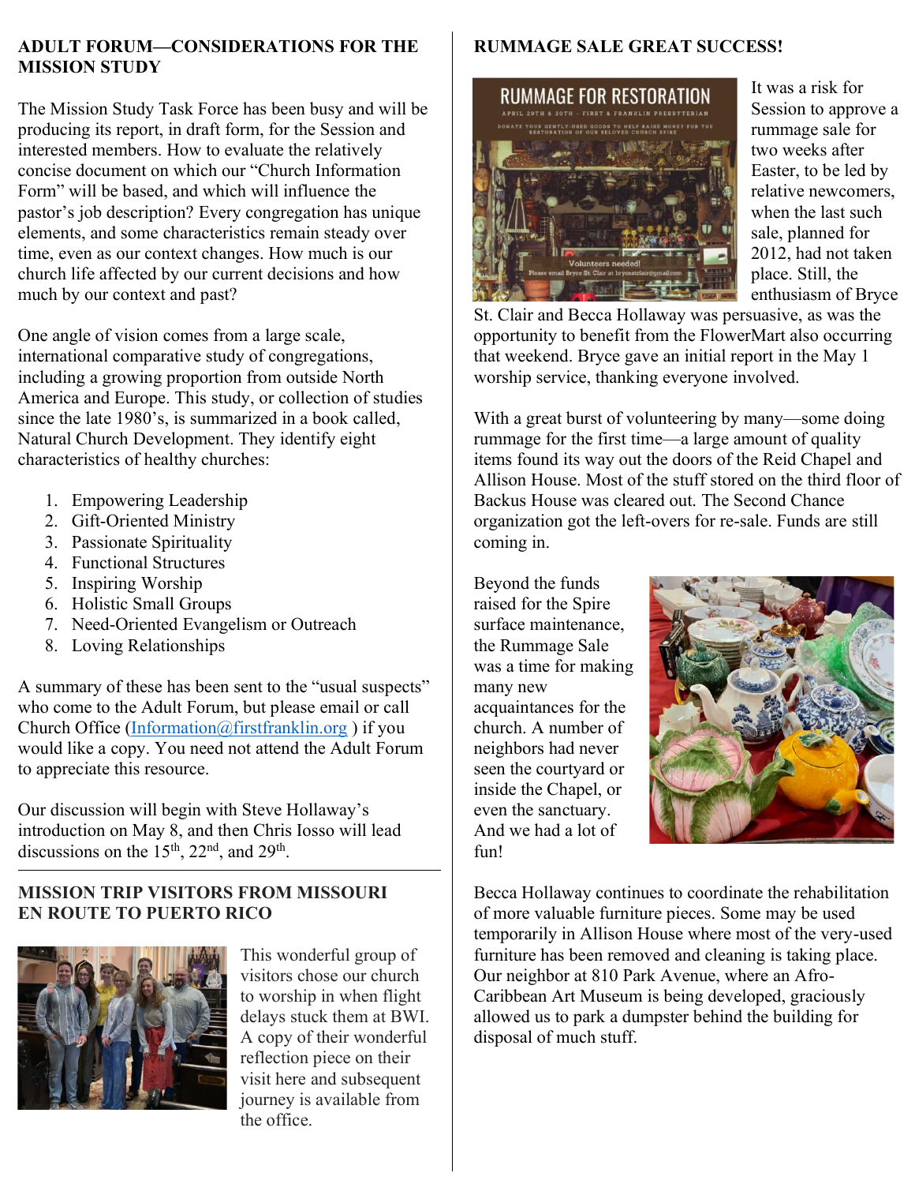## ADULT FORUM—CONSIDERATIONS FOR THE MISSION STUDY

The Mission Study Task Force has been busy and will be producing its report, in draft form, for the Session and interested members. How to evaluate the relatively concise document on which our "Church Information Form" will be based, and which will influence the pastor's job description? Every congregation has unique elements, and some characteristics remain steady over time, even as our context changes. How much is our church life affected by our current decisions and how much by our context and past?

One angle of vision comes from a large scale, international comparative study of congregations, including a growing proportion from outside North America and Europe. This study, or collection of studies since the late 1980's, is summarized in a book called, Natural Church Development. They identify eight characteristics of healthy churches:

1. Empowering Leadership
2. Gift-Oriented Ministry
3. Passionate Spirituality
4. Functional Structures
5. Inspiring Worship
6. Holistic Small Groups
7. Need-Oriented Evangelism or Outreach
8. Loving Relationships

A summary of these has been sent to the "usual suspects" who come to the Adult Forum, but please email or call Church Office (Information@firstfranklin.org ) if you would like a copy. You need not attend the Adult Forum to appreciate this resource.

Our discussion will begin with Steve Hollaway's introduction on May 8, and then Chris Iosso will lead discussions on the 15th, 22nd, and 29th.

## MISSION TRIP VISITORS FROM MISSOURI EN ROUTE TO PUERTO RICO

This wonderful group of visitors chose our church to worship in when flight delays stuck them at BWI. A copy of their wonderful reflection piece on their visit here and subsequent journey is available from the office.

## RUMMAGE SALE GREAT SUCCESS!

It was a risk for Session to approve a rummage sale for two weeks after Easter, to be led by relative newcomers, when the last such sale, planned for 2012, had not taken place. Still, the enthusiasm of Bryce St. Clair and Becca Hollaway was persuasive, as was the opportunity to benefit from the FlowerMart also occurring that weekend. Bryce gave an initial report in the May 1 worship service, thanking everyone involved.

With a great burst of volunteering by many—some doing rummage for the first time—a large amount of quality items found its way out the doors of the Reid Chapel and Allison House. Most of the stuff stored on the third floor of Backus House was cleared out. The Second Chance organization got the left-overs for re-sale. Funds are still coming in.

Beyond the funds raised for the Spire surface maintenance, the Rummage Sale was a time for making many new acquaintances for the church. A number of neighbors had never seen the courtyard or inside the Chapel, or even the sanctuary. And we had a lot of fun!

Becca Hollaway continues to coordinate the rehabilitation of more valuable furniture pieces. Some may be used temporarily in Allison House where most of the very-used furniture has been removed and cleaning is taking place. Our neighbor at 810 Park Avenue, where an Afro-Caribbean Art Museum is being developed, graciously allowed us to park a dumpster behind the building for disposal of much stuff.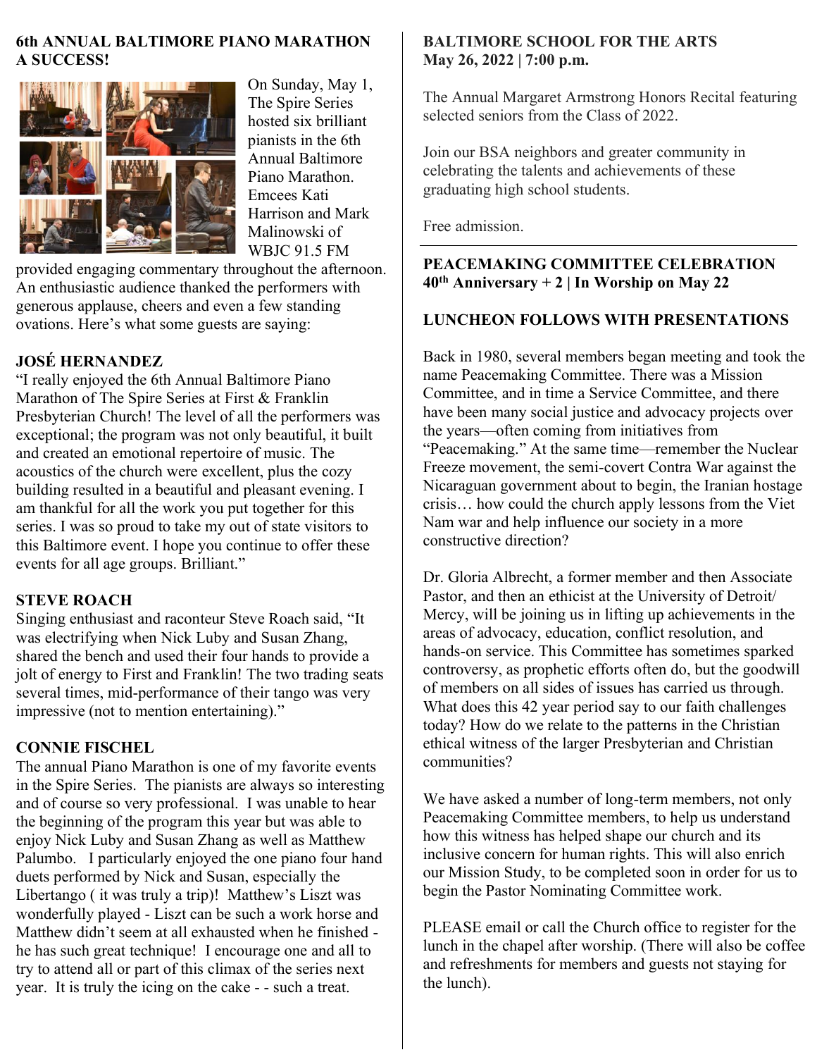## 6th ANNUAL BALTIMORE PIANO MARATHON A SUCCESS!

On Sunday, May 1, The Spire Series hosted six brilliant pianists in the 6th Annual Baltimore Piano Marathon. Emcees Kati Harrison and Mark Malinowski of WBJC 91.5 FM provided engaging commentary throughout the afternoon. An enthusiastic audience thanked the performers with generous applause, cheers and even a few standing ovations. Here's what some guests are saying:

### JOSÉ HERNANDEZ

"I really enjoyed the 6th Annual Baltimore Piano Marathon of The Spire Series at First & Franklin Presbyterian Church! The level of all the performers was exceptional; the program was not only beautiful, it built and created an emotional repertoire of music. The acoustics of the church were excellent, plus the cozy building resulted in a beautiful and pleasant evening. I am thankful for all the work you put together for this series. I was so proud to take my out of state visitors to this Baltimore event. I hope you continue to offer these events for all age groups. Brilliant."

### STEVE ROACH

Singing enthusiast and raconteur Steve Roach said, "It was electrifying when Nick Luby and Susan Zhang, shared the bench and used their four hands to provide a jolt of energy to First and Franklin! The two trading seats several times, mid-performance of their tango was very impressive (not to mention entertaining)."

### CONNIE FISCHEL

The annual Piano Marathon is one of my favorite events in the Spire Series. The pianists are always so interesting and of course so very professional. I was unable to hear the beginning of the program this year but was able to enjoy Nick Luby and Susan Zhang as well as Matthew Palumbo. I particularly enjoyed the one piano four hand duets performed by Nick and Susan, especially the Libertango ( it was truly a trip)! Matthew's Liszt was wonderfully played - Liszt can be such a work horse and Matthew didn't seem at all exhausted when he finished - he has such great technique! I encourage one and all to try to attend all or part of this climax of the series next year. It is truly the icing on the cake - - such a treat.

## BALTIMORE SCHOOL FOR THE ARTS
**May 26, 2022 | 7:00 p.m.**

The Annual Margaret Armstrong Honors Recital featuring selected seniors from the Class of 2022.

Join our BSA neighbors and greater community in celebrating the talents and achievements of these graduating high school students.

Free admission.

---

## PEACEMAKING COMMITTEE CELEBRATION
**40th Anniversary + 2 | In Worship on May 22**

### LUNCHEON FOLLOWS WITH PRESENTATIONS

Back in 1980, several members began meeting and took the name Peacemaking Committee. There was a Mission Committee, and in time a Service Committee, and there have been many social justice and advocacy projects over the years—often coming from initiatives from "Peacemaking." At the same time—remember the Nuclear Freeze movement, the semi-covert Contra War against the Nicaraguan government about to begin, the Iranian hostage crisis… how could the church apply lessons from the Viet Nam war and help influence our society in a more constructive direction?

Dr. Gloria Albrecht, a former member and then Associate Pastor, and then an ethicist at the University of Detroit/ Mercy, will be joining us in lifting up achievements in the areas of advocacy, education, conflict resolution, and hands-on service. This Committee has sometimes sparked controversy, as prophetic efforts often do, but the goodwill of members on all sides of issues has carried us through. What does this 42 year period say to our faith challenges today? How do we relate to the patterns in the Christian ethical witness of the larger Presbyterian and Christian communities?

We have asked a number of long-term members, not only Peacemaking Committee members, to help us understand how this witness has helped shape our church and its inclusive concern for human rights. This will also enrich our Mission Study, to be completed soon in order for us to begin the Pastor Nominating Committee work.

PLEASE email or call the Church office to register for the lunch in the chapel after worship. (There will also be coffee and refreshments for members and guests not staying for the lunch).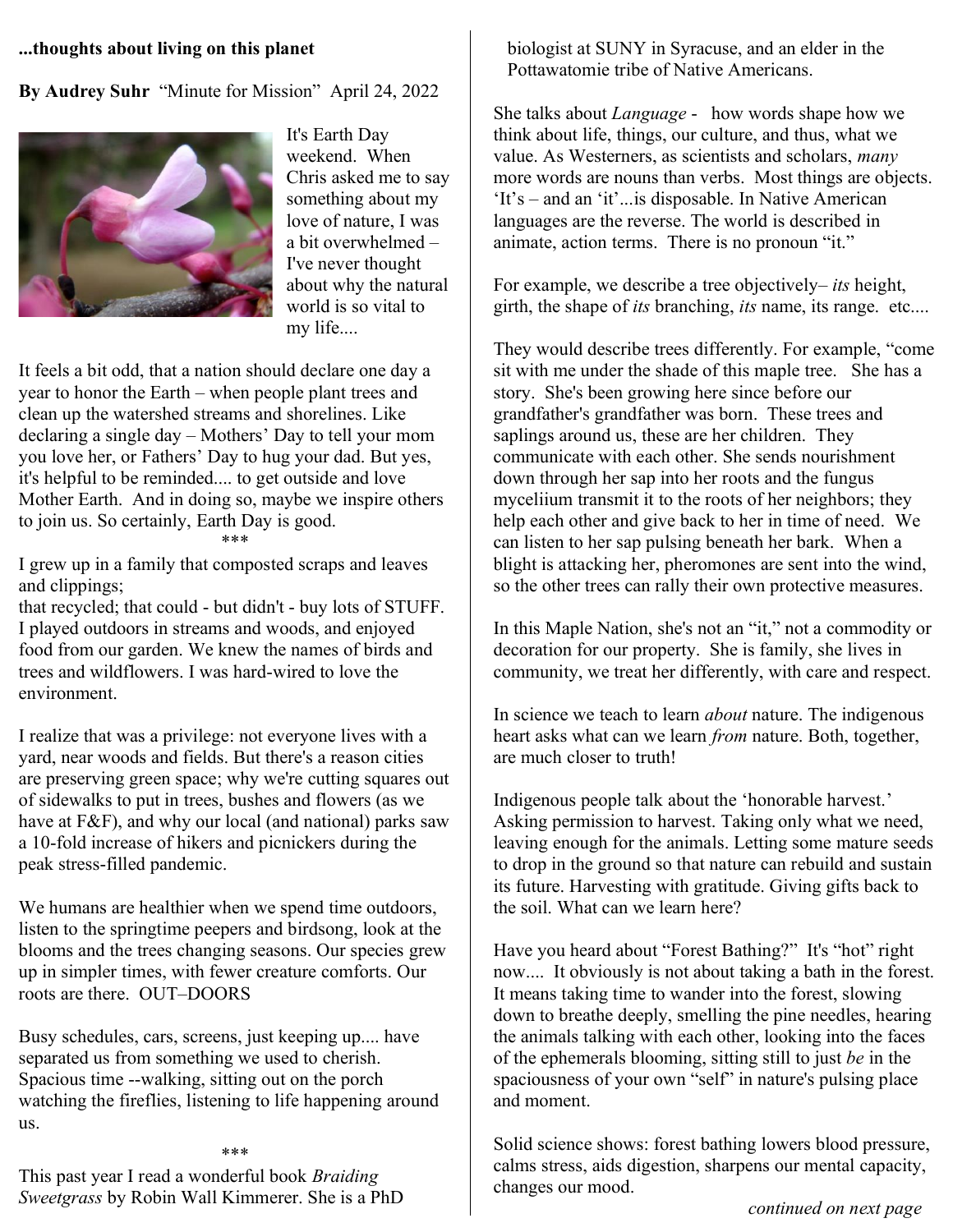**...thoughts about living on this planet**

**By Audrey Suhr** "Minute for Mission" April 24, 2022

It's Earth Day weekend. When Chris asked me to say something about my love of nature, I was a bit overwhelmed – I've never thought about why the natural world is so vital to my life....

It feels a bit odd, that a nation should declare one day a year to honor the Earth – when people plant trees and clean up the watershed streams and shorelines. Like declaring a single day – Mothers' Day to tell your mom you love her, or Fathers' Day to hug your dad. But yes, it's helpful to be reminded.... to get outside and love Mother Earth. And in doing so, maybe we inspire others to join us. So certainly, Earth Day is good.

\*\*\*

I grew up in a family that composted scraps and leaves and clippings;
that recycled; that could - but didn't - buy lots of STUFF. I played outdoors in streams and woods, and enjoyed food from our garden. We knew the names of birds and trees and wildflowers. I was hard-wired to love the environment.

I realize that was a privilege: not everyone lives with a yard, near woods and fields. But there's a reason cities are preserving green space; why we're cutting squares out of sidewalks to put in trees, bushes and flowers (as we have at F&F), and why our local (and national) parks saw a 10-fold increase of hikers and picnickers during the peak stress-filled pandemic.

We humans are healthier when we spend time outdoors, listen to the springtime peepers and birdsong, look at the blooms and the trees changing seasons. Our species grew up in simpler times, with fewer creature comforts. Our roots are there. OUT–DOORS

Busy schedules, cars, screens, just keeping up.... have separated us from something we used to cherish. Spacious time --walking, sitting out on the porch watching the fireflies, listening to life happening around us.

\*\*\*

This past year I read a wonderful book *Braiding Sweetgrass* by Robin Wall Kimmerer. She is a PhD biologist at SUNY in Syracuse, and an elder in the Pottawatomie tribe of Native Americans.

She talks about *Language* - how words shape how we think about life, things, our culture, and thus, what we value. As Westerners, as scientists and scholars, *many* more words are nouns than verbs. Most things are objects. 'It's – and an 'it'...is disposable. In Native American languages are the reverse. The world is described in animate, action terms. There is no pronoun "it."

For example, we describe a tree objectively– *its* height, girth, the shape of *its* branching, *its* name, its range. etc....

They would describe trees differently. For example, "come sit with me under the shade of this maple tree. She has a story. She's been growing here since before our grandfather's grandfather was born. These trees and saplings around us, these are her children. They communicate with each other. She sends nourishment down through her sap into her roots and the fungus myceliium transmit it to the roots of her neighbors; they help each other and give back to her in time of need. We can listen to her sap pulsing beneath her bark. When a blight is attacking her, pheromones are sent into the wind, so the other trees can rally their own protective measures.

In this Maple Nation, she's not an "it," not a commodity or decoration for our property. She is family, she lives in community, we treat her differently, with care and respect.

In science we teach to learn *about* nature. The indigenous heart asks what can we learn *from* nature. Both, together, are much closer to truth!

Indigenous people talk about the 'honorable harvest.' Asking permission to harvest. Taking only what we need, leaving enough for the animals. Letting some mature seeds to drop in the ground so that nature can rebuild and sustain its future. Harvesting with gratitude. Giving gifts back to the soil. What can we learn here?

Have you heard about "Forest Bathing?" It's "hot" right now.... It obviously is not about taking a bath in the forest. It means taking time to wander into the forest, slowing down to breathe deeply, smelling the pine needles, hearing the animals talking with each other, looking into the faces of the ephemerals blooming, sitting still to just *be* in the spaciousness of your own "self" in nature's pulsing place and moment.

Solid science shows: forest bathing lowers blood pressure, calms stress, aids digestion, sharpens our mental capacity, changes our mood.

*continued on next page*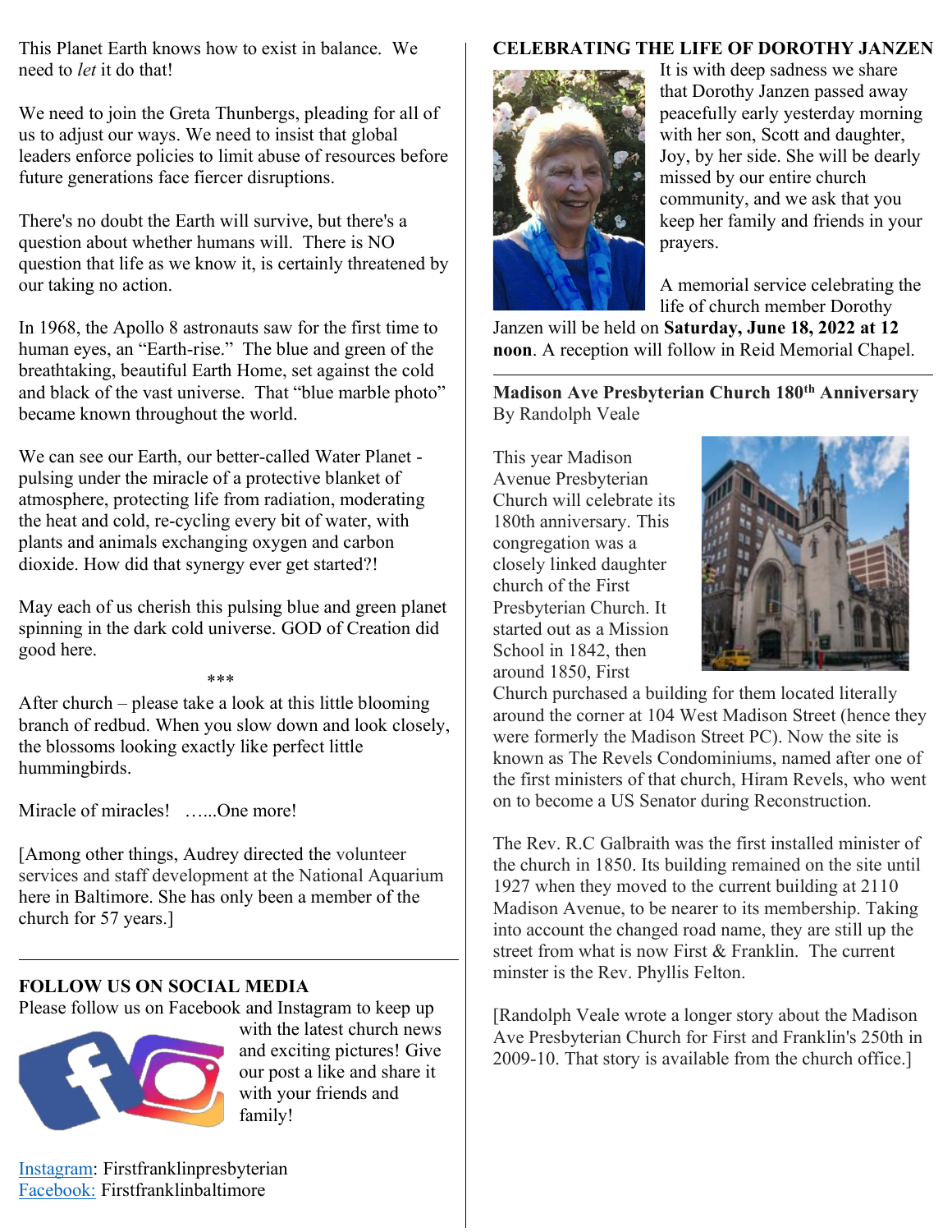This Planet Earth knows how to exist in balance. We need to *let* it do that!

We need to join the Greta Thunbergs, pleading for all of us to adjust our ways. We need to insist that global leaders enforce policies to limit abuse of resources before future generations face fiercer disruptions.

There's no doubt the Earth will survive, but there's a question about whether humans will. There is NO question that life as we know it, is certainly threatened by our taking no action.

In 1968, the Apollo 8 astronauts saw for the first time to human eyes, an "Earth-rise." The blue and green of the breathtaking, beautiful Earth Home, set against the cold and black of the vast universe. That "blue marble photo" became known throughout the world.

We can see our Earth, our better-called Water Planet - pulsing under the miracle of a protective blanket of atmosphere, protecting life from radiation, moderating the heat and cold, re-cycling every bit of water, with plants and animals exchanging oxygen and carbon dioxide. How did that synergy ever get started?!

May each of us cherish this pulsing blue and green planet spinning in the dark cold universe. GOD of Creation did good here.

***

After church – please take a look at this little blooming branch of redbud. When you slow down and look closely, the blossoms looking exactly like perfect little hummingbirds.

Miracle of miracles! …...One more!

[Among other things, Audrey directed the volunteer services and staff development at the National Aquarium here in Baltimore. She has only been a member of the church for 57 years.]

---

**FOLLOW US ON SOCIAL MEDIA**

Please follow us on Facebook and Instagram to keep up with the latest church news and exciting pictures! Give our post a like and share it with your friends and family!

Instagram: Firstfranklinpresbyterian
Facebook: Firstfranklinbaltimore

**CELEBRATING THE LIFE OF DOROTHY JANZEN**

It is with deep sadness we share that Dorothy Janzen passed away peacefully early yesterday morning with her son, Scott and daughter, Joy, by her side. She will be dearly missed by our entire church community, and we ask that you keep her family and friends in your prayers.

A memorial service celebrating the life of church member Dorothy Janzen will be held on **Saturday, June 18, 2022 at 12 noon**. A reception will follow in Reid Memorial Chapel.

---

**Madison Ave Presbyterian Church 180th Anniversary**
By Randolph Veale

This year Madison Avenue Presbyterian Church will celebrate its 180th anniversary. This congregation was a closely linked daughter church of the First Presbyterian Church. It started out as a Mission School in 1842, then around 1850, First Church purchased a building for them located literally around the corner at 104 West Madison Street (hence they were formerly the Madison Street PC). Now the site is known as The Revels Condominiums, named after one of the first ministers of that church, Hiram Revels, who went on to become a US Senator during Reconstruction.

The Rev. R.C Galbraith was the first installed minister of the church in 1850. Its building remained on the site until 1927 when they moved to the current building at 2110 Madison Avenue, to be nearer to its membership. Taking into account the changed road name, they are still up the street from what is now First & Franklin. The current minster is the Rev. Phyllis Felton.

[Randolph Veale wrote a longer story about the Madison Ave Presbyterian Church for First and Franklin's 250th in 2009-10. That story is available from the church office.]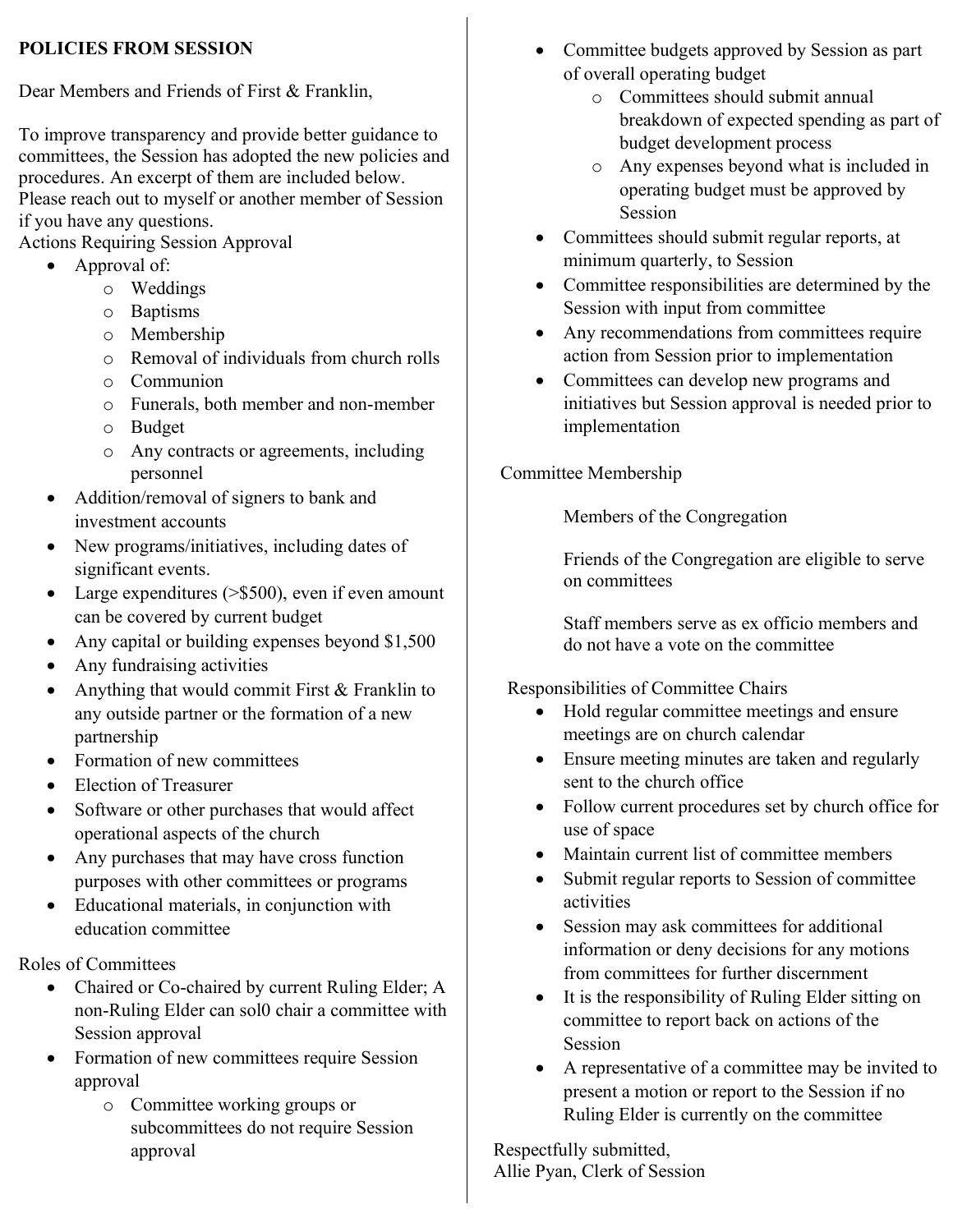**POLICIES FROM SESSION**

Dear Members and Friends of First & Franklin,

To improve transparency and provide better guidance to committees, the Session has adopted the new policies and procedures. An excerpt of them are included below. Please reach out to myself or another member of Session if you have any questions.

Actions Requiring Session Approval

- Approval of:
  - Weddings
  - Baptisms
  - Membership
  - Removal of individuals from church rolls
  - Communion
  - Funerals, both member and non-member
  - Budget
  - Any contracts or agreements, including personnel
- Addition/removal of signers to bank and investment accounts
- New programs/initiatives, including dates of significant events.
- Large expenditures (>$500), even if even amount can be covered by current budget
- Any capital or building expenses beyond $1,500
- Any fundraising activities
- Anything that would commit First & Franklin to any outside partner or the formation of a new partnership
- Formation of new committees
- Election of Treasurer
- Software or other purchases that would affect operational aspects of the church
- Any purchases that may have cross function purposes with other committees or programs
- Educational materials, in conjunction with education committee

Roles of Committees

- Chaired or Co-chaired by current Ruling Elder; A non-Ruling Elder can sol0 chair a committee with Session approval
- Formation of new committees require Session approval
  - Committee working groups or subcommittees do not require Session approval
- Committee budgets approved by Session as part of overall operating budget
  - Committees should submit annual breakdown of expected spending as part of budget development process
  - Any expenses beyond what is included in operating budget must be approved by Session
- Committees should submit regular reports, at minimum quarterly, to Session
- Committee responsibilities are determined by the Session with input from committee
- Any recommendations from committees require action from Session prior to implementation
- Committees can develop new programs and initiatives but Session approval is needed prior to implementation

Committee Membership

Members of the Congregation

Friends of the Congregation are eligible to serve on committees

Staff members serve as ex officio members and do not have a vote on the committee

Responsibilities of Committee Chairs

- Hold regular committee meetings and ensure meetings are on church calendar
- Ensure meeting minutes are taken and regularly sent to the church office
- Follow current procedures set by church office for use of space
- Maintain current list of committee members
- Submit regular reports to Session of committee activities
- Session may ask committees for additional information or deny decisions for any motions from committees for further discernment
- It is the responsibility of Ruling Elder sitting on committee to report back on actions of the Session
- A representative of a committee may be invited to present a motion or report to the Session if no Ruling Elder is currently on the committee

Respectfully submitted,
Allie Pyan, Clerk of Session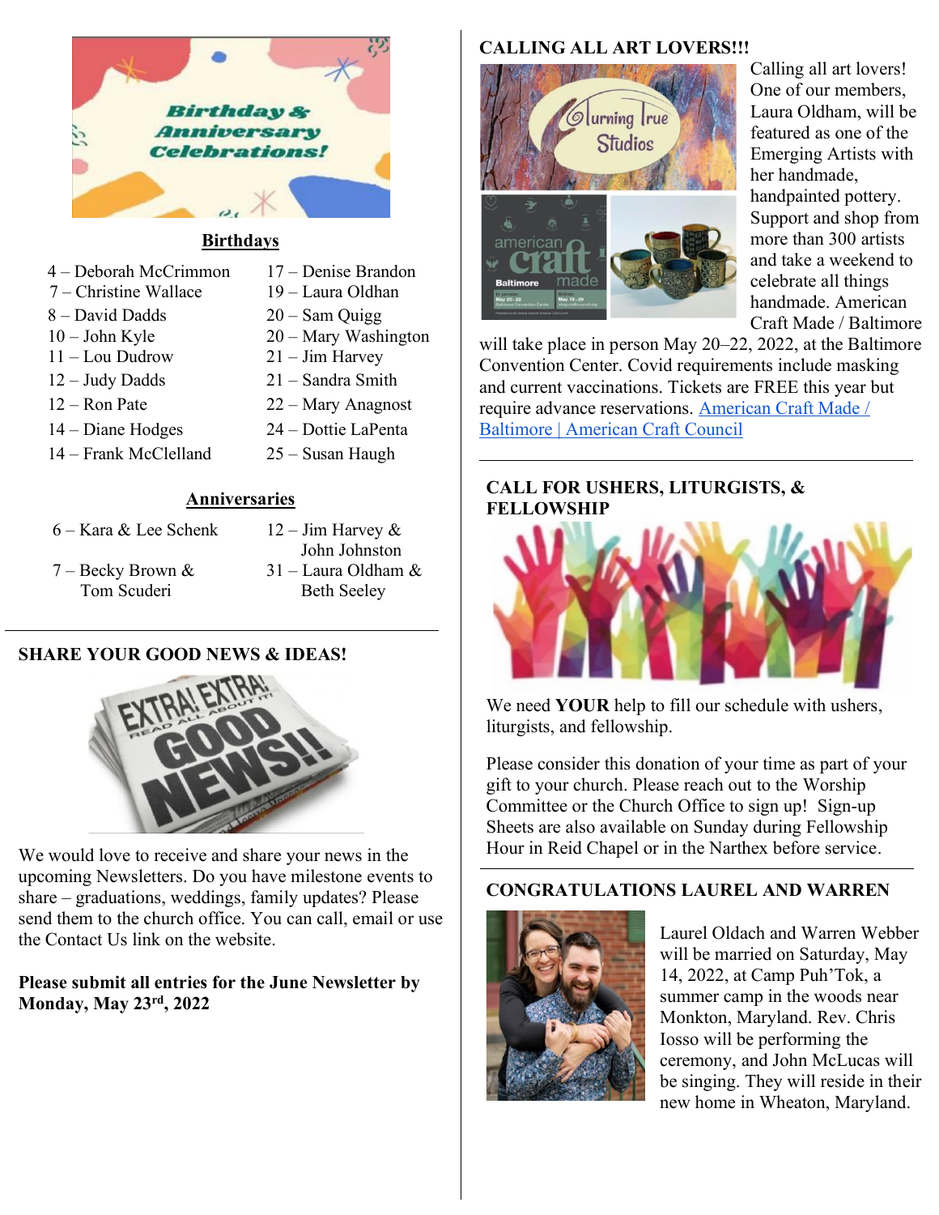## Birthdays

4 – Deborah McCrimmon
7 – Christine Wallace
8 – David Dadds
10 – John Kyle
11 – Lou Dudrow
12 – Judy Dadds
12 – Ron Pate
14 – Diane Hodges
14 – Frank McClelland
17 – Denise Brandon
19 – Laura Oldhan
20 – Sam Quigg
20 – Mary Washington
21 – Jim Harvey
21 – Sandra Smith
22 – Mary Anagnost
24 – Dottie LaPenta
25 – Susan Haugh

## Anniversaries

6 – Kara & Lee Schenk
7 – Becky Brown & Tom Scuderi
12 – Jim Harvey & John Johnston
31 – Laura Oldham & Beth Seeley

## SHARE YOUR GOOD NEWS & IDEAS!

We would love to receive and share your news in the upcoming Newsletters. Do you have milestone events to share – graduations, weddings, family updates? Please send them to the church office. You can call, email or use the Contact Us link on the website.

**Please submit all entries for the June Newsletter by Monday, May 23rd, 2022**

## CALLING ALL ART LOVERS!!!

Calling all art lovers! One of our members, Laura Oldham, will be featured as one of the Emerging Artists with her handmade, handpainted pottery. Support and shop from more than 300 artists and take a weekend to celebrate all things handmade. American Craft Made / Baltimore will take place in person May 20–22, 2022, at the Baltimore Convention Center. Covid requirements include masking and current vaccinations. Tickets are FREE this year but require advance reservations. [American Craft Made / Baltimore | American Craft Council]

## CALL FOR USHERS, LITURGISTS, & FELLOWSHIP

We need **YOUR** help to fill our schedule with ushers, liturgists, and fellowship.

Please consider this donation of your time as part of your gift to your church. Please reach out to the Worship Committee or the Church Office to sign up! Sign-up Sheets are also available on Sunday during Fellowship Hour in Reid Chapel or in the Narthex before service.

## CONGRATULATIONS LAUREL AND WARREN

Laurel Oldach and Warren Webber will be married on Saturday, May 14, 2022, at Camp Puh'Tok, a summer camp in the woods near Monkton, Maryland. Rev. Chris Iosso will be performing the ceremony, and John McLucas will be singing. They will reside in their new home in Wheaton, Maryland.